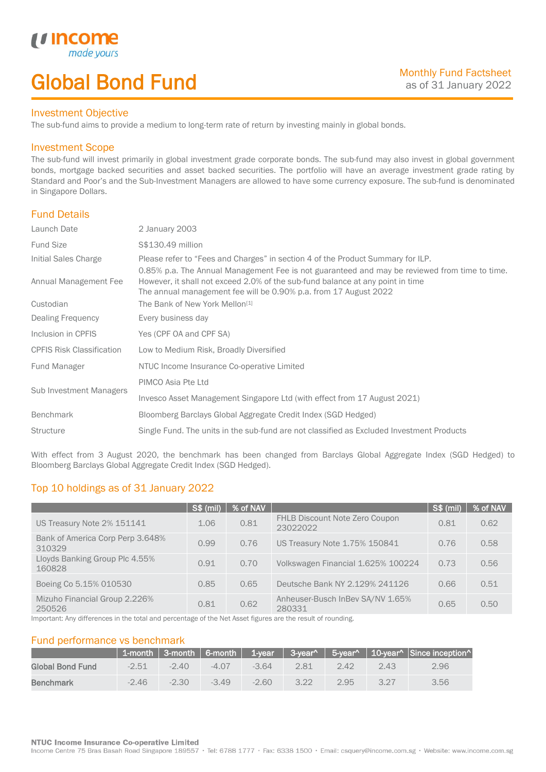# Global Bond Fund

Monthly Fund Factsheet
as of 31 January 2022

## Investment Objective

The sub-fund aims to provide a medium to long-term rate of return by investing mainly in global bonds.

## Investment Scope

The sub-fund will invest primarily in global investment grade corporate bonds. The sub-fund may also invest in global government bonds, mortgage backed securities and asset backed securities. The portfolio will have an average investment grade rating by Standard and Poor's and the Sub-Investment Managers are allowed to have some currency exposure. The sub-fund is denominated in Singapore Dollars.

## Fund Details

| | |
|---|---|
| Launch Date | 2 January 2003 |
| Fund Size | S$130.49 million |
| Initial Sales Charge | Please refer to "Fees and Charges" in section 4 of the Product Summary for ILP. |
| Annual Management Fee | 0.85% p.a. The Annual Management Fee is not guaranteed and may be reviewed from time to time. However, it shall not exceed 2.0% of the sub-fund balance at any point in time. The annual management fee will be 0.90% p.a. from 17 August 2022 |
| Custodian | The Bank of New York Mellon[1] |
| Dealing Frequency | Every business day |
| Inclusion in CPFIS | Yes (CPF OA and CPF SA) |
| CPFIS Risk Classification | Low to Medium Risk, Broadly Diversified |
| Fund Manager | NTUC Income Insurance Co-operative Limited |
| Sub Investment Managers | PIMCO Asia Pte Ltd<br>Invesco Asset Management Singapore Ltd (with effect from 17 August 2021) |
| Benchmark | Bloomberg Barclays Global Aggregate Credit Index (SGD Hedged) |
| Structure | Single Fund. The units in the sub-fund are not classified as Excluded Investment Products |

With effect from 3 August 2020, the benchmark has been changed from Barclays Global Aggregate Index (SGD Hedged) to Bloomberg Barclays Global Aggregate Credit Index (SGD Hedged).

## Top 10 holdings as of 31 January 2022

| | S$ (mil) | % of NAV | | S$ (mil) | % of NAV |
|---|---|---|---|---|---|
| US Treasury Note 2% 151141 | 1.06 | 0.81 | FHLB Discount Note Zero Coupon 23022022 | 0.81 | 0.62 |
| Bank of America Corp Perp 3.648% 310329 | 0.99 | 0.76 | US Treasury Note 1.75% 150841 | 0.76 | 0.58 |
| Lloyds Banking Group Plc 4.55% 160828 | 0.91 | 0.70 | Volkswagen Financial 1.625% 100224 | 0.73 | 0.56 |
| Boeing Co 5.15% 010530 | 0.85 | 0.65 | Deutsche Bank NY 2.129% 241126 | 0.66 | 0.51 |
| Mizuho Financial Group 2.226% 250526 | 0.81 | 0.62 | Anheuser-Busch InBev SA/NV 1.65% 280331 | 0.65 | 0.50 |

Important: Any differences in the total and percentage of the Net Asset figures are the result of rounding.

## Fund performance vs benchmark

| | 1-month | 3-month | 6-month | 1-year | 3-year^ | 5-year^ | 10-year^ | Since inception^ |
|---|---|---|---|---|---|---|---|---|
| **Global Bond Fund** | -2.51 | -2.40 | -4.07 | -3.64 | 2.81 | 2.42 | 2.43 | 2.96 |
| **Benchmark** | -2.46 | -2.30 | -3.49 | -2.60 | 3.22 | 2.95 | 3.27 | 3.56 |

**NTUC Income Insurance Co-operative Limited**
Income Centre 75 Bras Basah Road Singapore 189557 • Tel: 6788 1777 • Fax: 6338 1500 • Email: csquery@income.com.sg • Website: www.income.com.sg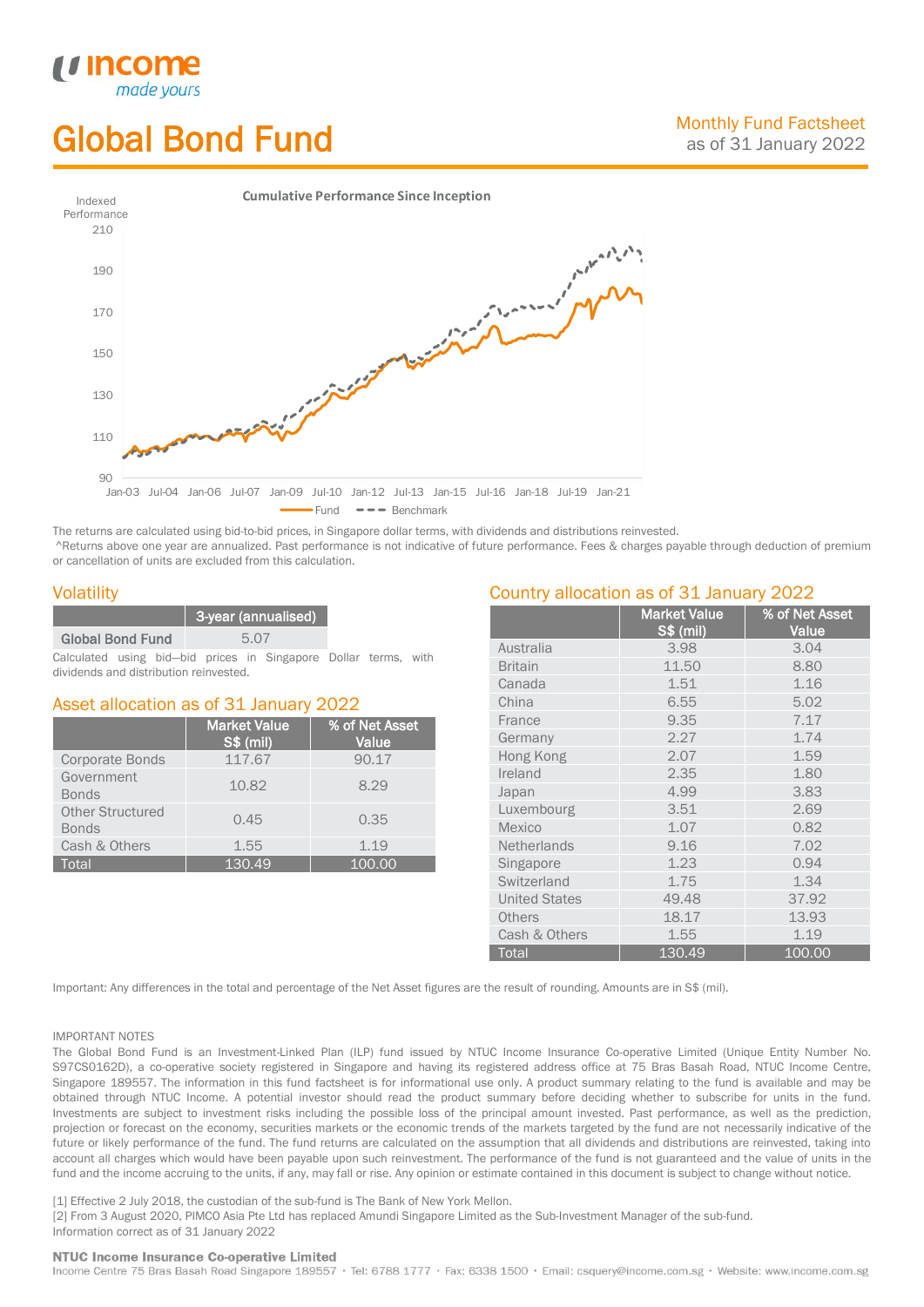# Global Bond Fund

Monthly Fund Factsheet
as of 31 January 2022

**Cumulative Performance Since Inception**

Indexed Performance

210
190
170
150
130
110
90

Jan-03 Jul-04 Jan-06 Jul-07 Jan-09 Jul-10 Jan-12 Jul-13 Jan-15 Jul-16 Jan-18 Jul-19 Jan-21

Fund   Benchmark

The returns are calculated using bid-to-bid prices, in Singapore dollar terms, with dividends and distributions reinvested.
^Returns above one year are annualized. Past performance is not indicative of future performance. Fees & charges payable through deduction of premium or cancellation of units are excluded from this calculation.

## Volatility

| | 3-year (annualised) |
|---|---|
| Global Bond Fund | 5.07 |

Calculated using bid–bid prices in Singapore Dollar terms, with dividends and distribution reinvested.

## Asset allocation as of 31 January 2022

| | Market Value S$ (mil) | % of Net Asset Value |
|---|---|---|
| Corporate Bonds | 117.67 | 90.17 |
| Government Bonds | 10.82 | 8.29 |
| Other Structured Bonds | 0.45 | 0.35 |
| Cash & Others | 1.55 | 1.19 |
| Total | 130.49 | 100.00 |

## Country allocation as of 31 January 2022

| | Market Value S$ (mil) | % of Net Asset Value |
|---|---|---|
| Australia | 3.98 | 3.04 |
| Britain | 11.50 | 8.80 |
| Canada | 1.51 | 1.16 |
| China | 6.55 | 5.02 |
| France | 9.35 | 7.17 |
| Germany | 2.27 | 1.74 |
| Hong Kong | 2.07 | 1.59 |
| Ireland | 2.35 | 1.80 |
| Japan | 4.99 | 3.83 |
| Luxembourg | 3.51 | 2.69 |
| Mexico | 1.07 | 0.82 |
| Netherlands | 9.16 | 7.02 |
| Singapore | 1.23 | 0.94 |
| Switzerland | 1.75 | 1.34 |
| United States | 49.48 | 37.92 |
| Others | 18.17 | 13.93 |
| Cash & Others | 1.55 | 1.19 |
| Total | 130.49 | 100.00 |

Important: Any differences in the total and percentage of the Net Asset figures are the result of rounding. Amounts are in S$ (mil).

IMPORTANT NOTES

The Global Bond Fund is an Investment-Linked Plan (ILP) fund issued by NTUC Income Insurance Co-operative Limited (Unique Entity Number No. S97CS0162D), a co-operative society registered in Singapore and having its registered address office at 75 Bras Basah Road, NTUC Income Centre, Singapore 189557. The information in this fund factsheet is for informational use only. A product summary relating to the fund is available and may be obtained through NTUC Income. A potential investor should read the product summary before deciding whether to subscribe for units in the fund. Investments are subject to investment risks including the possible loss of the principal amount invested. Past performance, as well as the prediction, projection or forecast on the economy, securities markets or the economic trends of the markets targeted by the fund are not necessarily indicative of the future or likely performance of the fund. The fund returns are calculated on the assumption that all dividends and distributions are reinvested, taking into account all charges which would have been payable upon such reinvestment. The performance of the fund is not guaranteed and the value of units in the fund and the income accruing to the units, if any, may fall or rise. Any opinion or estimate contained in this document is subject to change without notice.

[1] Effective 2 July 2018, the custodian of the sub-fund is The Bank of New York Mellon.
[2] From 3 August 2020, PIMCO Asia Pte Ltd has replaced Amundi Singapore Limited as the Sub-Investment Manager of the sub-fund.
Information correct as of 31 January 2022

**NTUC Income Insurance Co-operative Limited**
Income Centre 75 Bras Basah Road Singapore 189557 · Tel: 6788 1777 · Fax: 6338 1500 · Email: csquery@income.com.sg · Website: www.income.com.sg